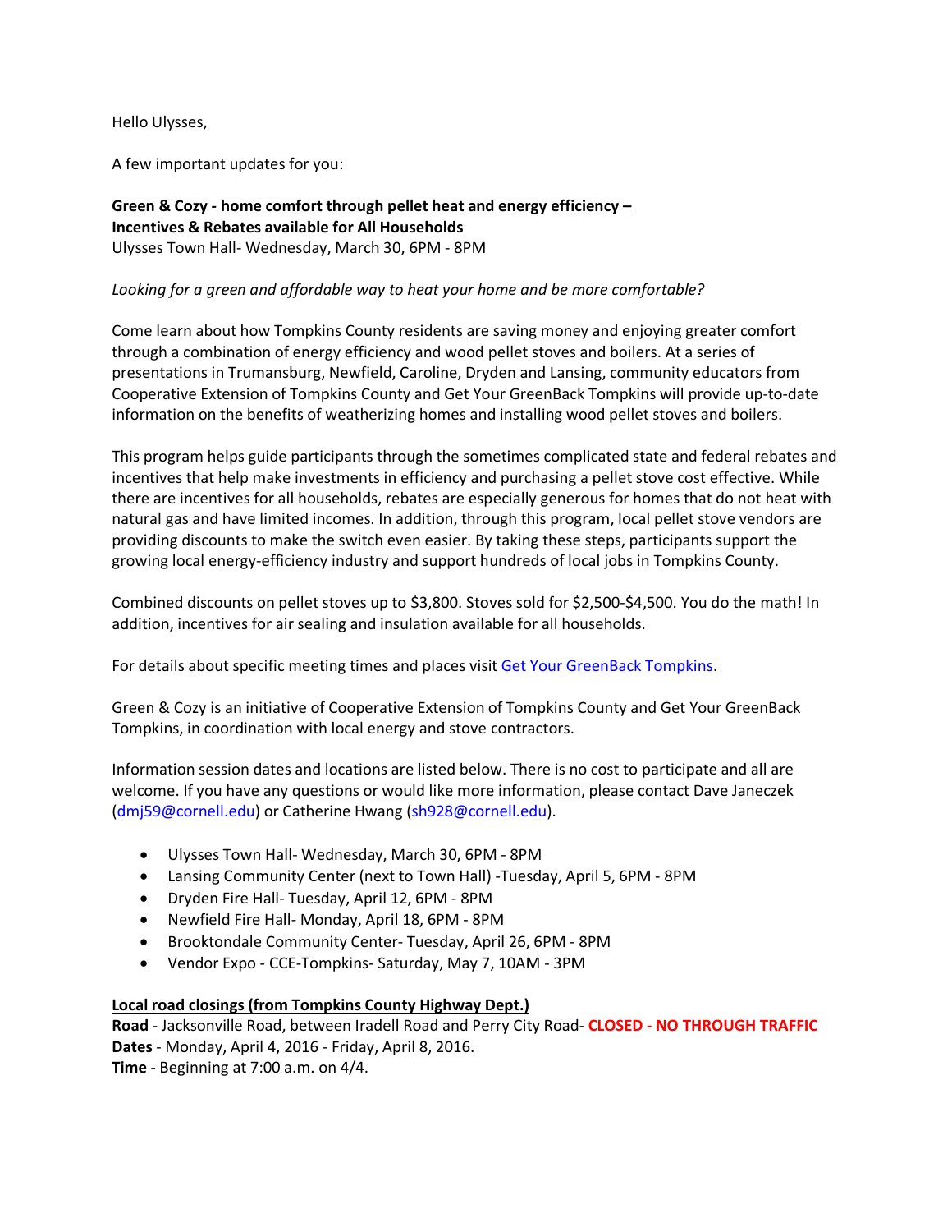Hello Ulysses,

A few important updates for you:

**Green & Cozy - home comfort through pellet heat and energy efficiency –**
**Incentives & Rebates available for All Households**
Ulysses Town Hall- Wednesday, March 30, 6PM - 8PM

*Looking for a green and affordable way to heat your home and be more comfortable?*

Come learn about how Tompkins County residents are saving money and enjoying greater comfort through a combination of energy efficiency and wood pellet stoves and boilers. At a series of presentations in Trumansburg, Newfield, Caroline, Dryden and Lansing, community educators from Cooperative Extension of Tompkins County and Get Your GreenBack Tompkins will provide up-to-date information on the benefits of weatherizing homes and installing wood pellet stoves and boilers.

This program helps guide participants through the sometimes complicated state and federal rebates and incentives that help make investments in efficiency and purchasing a pellet stove cost effective. While there are incentives for all households, rebates are especially generous for homes that do not heat with natural gas and have limited incomes. In addition, through this program, local pellet stove vendors are providing discounts to make the switch even easier. By taking these steps, participants support the growing local energy-efficiency industry and support hundreds of local jobs in Tompkins County.

Combined discounts on pellet stoves up to $3,800. Stoves sold for $2,500-$4,500. You do the math! In addition, incentives for air sealing and insulation available for all households.

For details about specific meeting times and places visit Get Your GreenBack Tompkins.

Green & Cozy is an initiative of Cooperative Extension of Tompkins County and Get Your GreenBack Tompkins, in coordination with local energy and stove contractors.

Information session dates and locations are listed below. There is no cost to participate and all are welcome. If you have any questions or would like more information, please contact Dave Janeczek (dmj59@cornell.edu) or Catherine Hwang (sh928@cornell.edu).

- Ulysses Town Hall- Wednesday, March 30, 6PM - 8PM
- Lansing Community Center (next to Town Hall) -Tuesday, April 5, 6PM - 8PM
- Dryden Fire Hall- Tuesday, April 12, 6PM - 8PM
- Newfield Fire Hall- Monday, April 18, 6PM - 8PM
- Brooktondale Community Center- Tuesday, April 26, 6PM - 8PM
- Vendor Expo - CCE-Tompkins- Saturday, May 7, 10AM - 3PM

**Local road closings (from Tompkins County Highway Dept.)**
**Road** - Jacksonville Road, between Iradell Road and Perry City Road- **CLOSED - NO THROUGH TRAFFIC**
**Dates** - Monday, April 4, 2016 - Friday, April 8, 2016.
**Time** - Beginning at 7:00 a.m. on 4/4.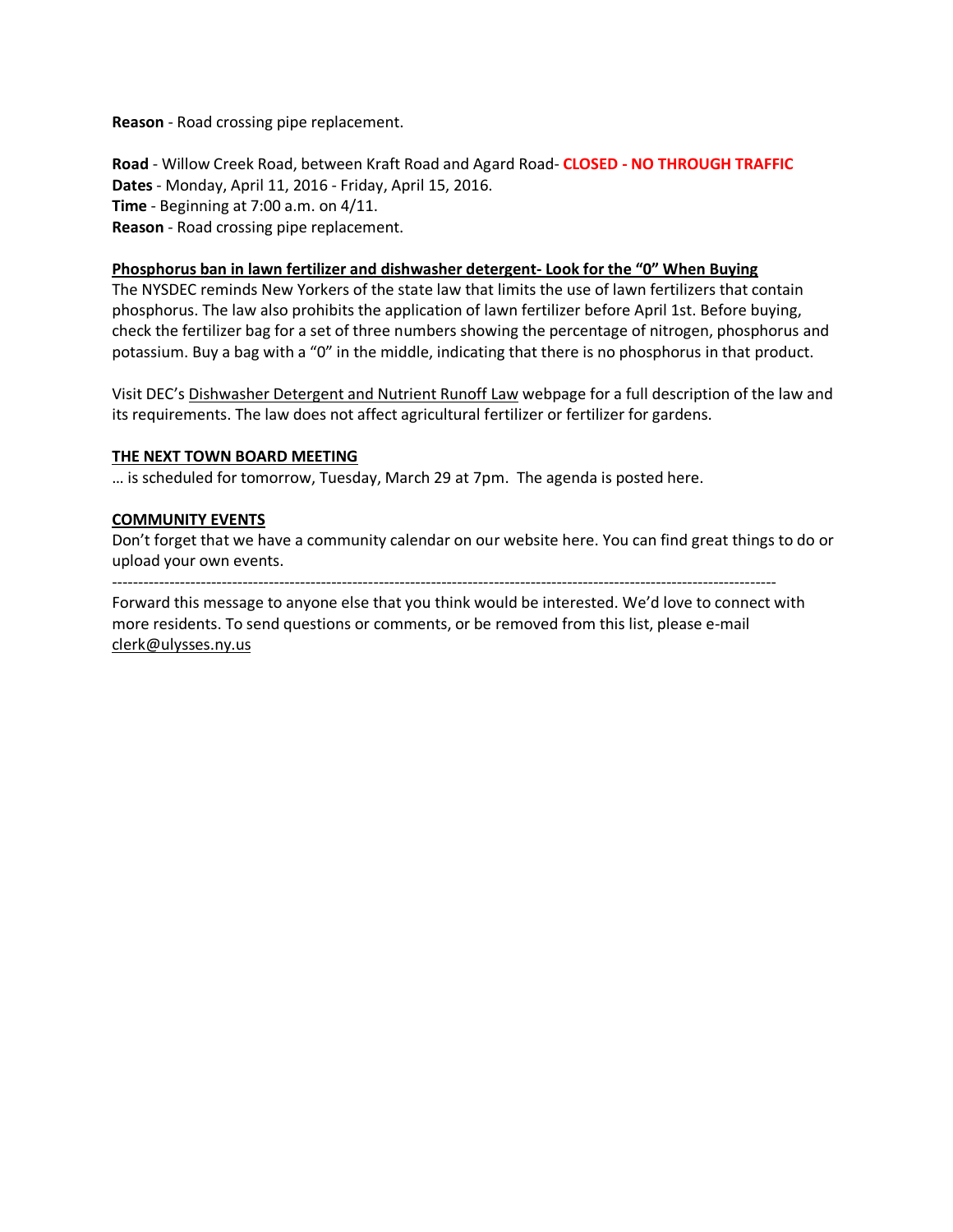**Reason** - Road crossing pipe replacement.

**Road** - Willow Creek Road, between Kraft Road and Agard Road- **CLOSED - NO THROUGH TRAFFIC**
**Dates** - Monday, April 11, 2016 - Friday, April 15, 2016.
**Time** - Beginning at 7:00 a.m. on 4/11.
**Reason** - Road crossing pipe replacement.

**Phosphorus ban in lawn fertilizer and dishwasher detergent- Look for the "0" When Buying**

The NYSDEC reminds New Yorkers of the state law that limits the use of lawn fertilizers that contain phosphorus. The law also prohibits the application of lawn fertilizer before April 1st. Before buying, check the fertilizer bag for a set of three numbers showing the percentage of nitrogen, phosphorus and potassium. Buy a bag with a "0" in the middle, indicating that there is no phosphorus in that product.

Visit DEC's Dishwasher Detergent and Nutrient Runoff Law webpage for a full description of the law and its requirements. The law does not affect agricultural fertilizer or fertilizer for gardens.

**THE NEXT TOWN BOARD MEETING**

… is scheduled for tomorrow, Tuesday, March 29 at 7pm. The agenda is posted here.

**COMMUNITY EVENTS**

Don't forget that we have a community calendar on our website here. You can find great things to do or upload your own events.

---

Forward this message to anyone else that you think would be interested. We'd love to connect with more residents. To send questions or comments, or be removed from this list, please e-mail clerk@ulysses.ny.us